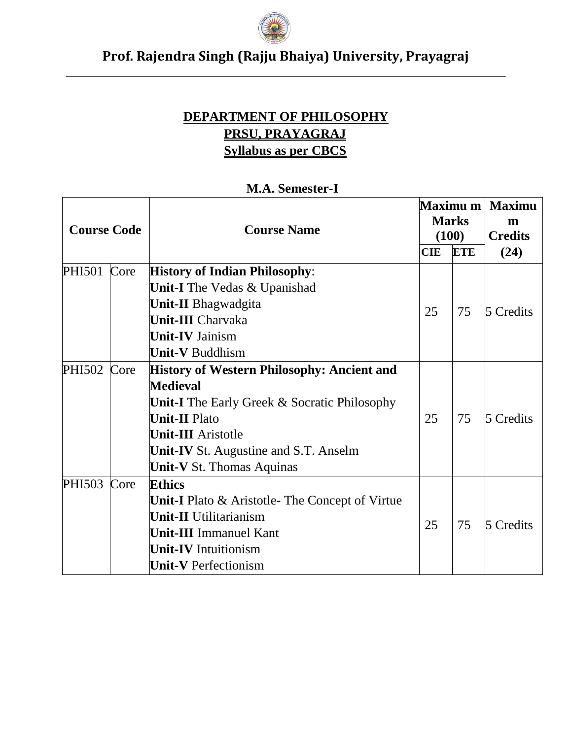# Prof. Rajendra Singh (Rajju Bhaiya) University, Prayagraj

**DEPARTMENT OF PHILOSOPHY**

**PRSU, PRAYAGRAJ**

**Syllabus as per CBCS**

**M.A. Semester-I**

| Course Code | | Course Name | Maximu m Marks (100) | | Maximu m Credits |
|---|---|---|---|---|---|
| | | | **CIE** | **ETE** | **(24)** |
| PHI501 | Core | **History of Indian Philosophy**:<br>**Unit-I** The Vedas & Upanishad<br>**Unit-II** Bhagwadgita<br>**Unit-III** Charvaka<br>**Unit-IV** Jainism<br>**Unit-V** Buddhism | 25 | 75 | 5 Credits |
| PHI502 | Core | **History of Western Philosophy: Ancient and Medieval**<br>**Unit-I** The Early Greek & Socratic Philosophy<br>**Unit-II** Plato<br>**Unit-III** Aristotle<br>**Unit-IV** St. Augustine and S.T. Anselm<br>**Unit-V** St. Thomas Aquinas | 25 | 75 | 5 Credits |
| PHI503 | Core | **Ethics**<br>**Unit-I** Plato & Aristotle- The Concept of Virtue<br>**Unit-II** Utilitarianism<br>**Unit-III** Immanuel Kant<br>**Unit-IV** Intuitionism<br>**Unit-V** Perfectionism | 25 | 75 | 5 Credits |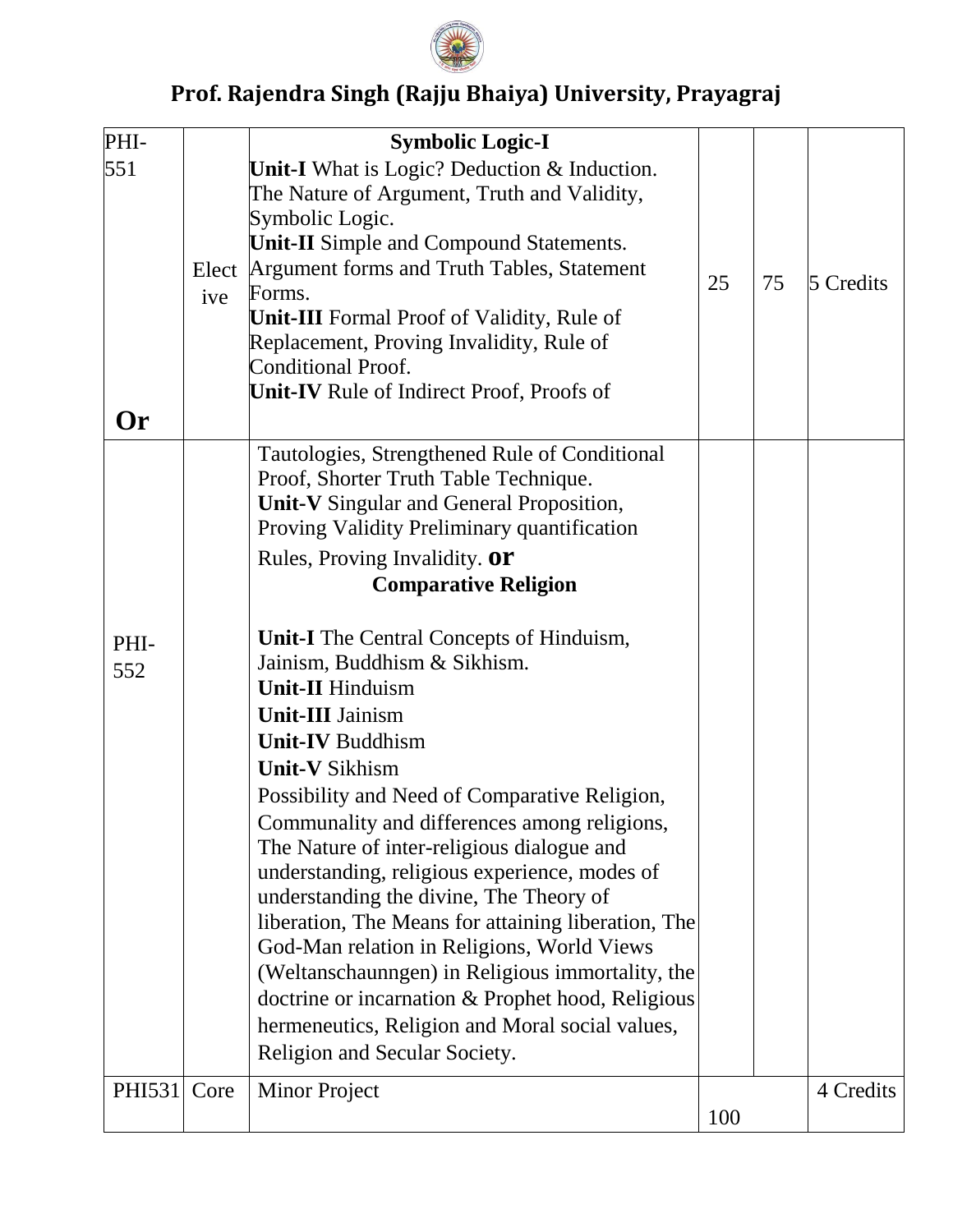## Prof. Rajendra Singh (Rajju Bhaiya) University, Prayagraj

| | | | | | |
|---|---|---|---|---|---|
| PHI-551<br><br>**Or** | Elective | **Symbolic Logic-I**<br>**Unit-I** What is Logic? Deduction & Induction. The Nature of Argument, Truth and Validity, Symbolic Logic.<br>**Unit-II** Simple and Compound Statements. Argument forms and Truth Tables, Statement Forms.<br>**Unit-III** Formal Proof of Validity, Rule of Replacement, Proving Invalidity, Rule of Conditional Proof.<br>**Unit-IV** Rule of Indirect Proof, Proofs of Tautologies, Strengthened Rule of Conditional Proof, Shorter Truth Table Technique.<br>**Unit-V** Singular and General Proposition, Proving Validity Preliminary quantification Rules, Proving Invalidity. **or** | 25 | 75 | 5 Credits |
| PHI-552 | | **Comparative Religion**<br><br>**Unit-I** The Central Concepts of Hinduism, Jainism, Buddhism & Sikhism.<br>**Unit-II** Hinduism<br>**Unit-III** Jainism<br>**Unit-IV** Buddhism<br>**Unit-V** Sikhism<br>Possibility and Need of Comparative Religion, Communality and differences among religions, The Nature of inter-religious dialogue and understanding, religious experience, modes of understanding the divine, The Theory of liberation, The Means for attaining liberation, The God-Man relation in Religions, World Views (Weltanschaunngen) in Religious immortality, the doctrine or incarnation & Prophet hood, Religious hermeneutics, Religion and Moral social values, Religion and Secular Society. | | | |
| PHI531 | Core | Minor Project | 100 | | 4 Credits |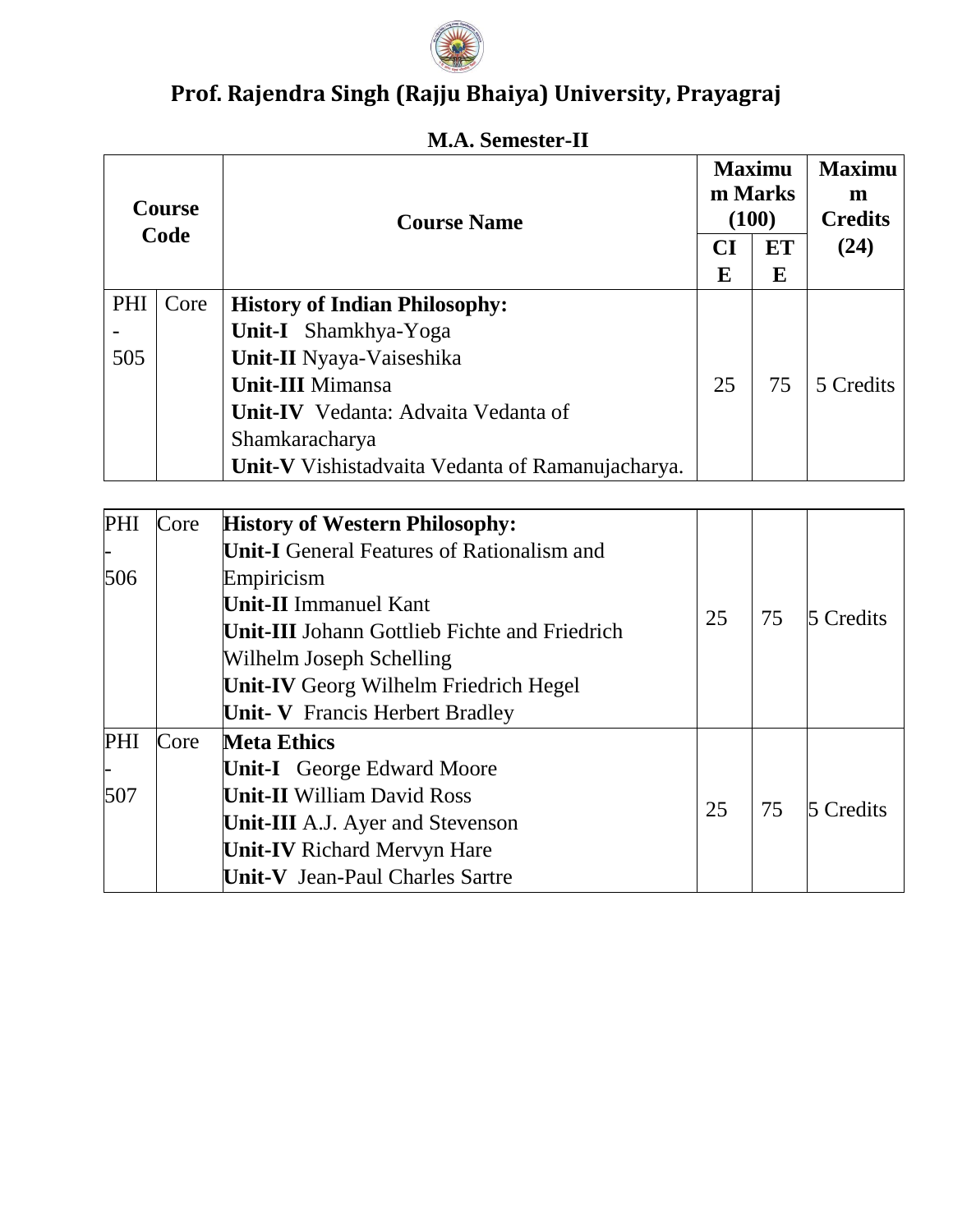# Prof. Rajendra Singh (Rajju Bhaiya) University, Prayagraj

## M.A. Semester-II

| Course Code | | Course Name | Maximum Marks (100) | | Maximum Credits (24) |
|---|---|---|---|---|---|
| | | | CIE | ETE | |
| PHI-505 | Core | **History of Indian Philosophy:**<br>**Unit-I** Shamkhya-Yoga<br>**Unit-II** Nyaya-Vaiseshika<br>**Unit-III** Mimansa<br>**Unit-IV** Vedanta: Advaita Vedanta of Shamkaracharya<br>**Unit-V** Vishistadvaita Vedanta of Ramanujacharya. | 25 | 75 | 5 Credits |
| PHI-506 | Core | **History of Western Philosophy:**<br>**Unit-I** General Features of Rationalism and Empiricism<br>**Unit-II** Immanuel Kant<br>**Unit-III** Johann Gottlieb Fichte and Friedrich Wilhelm Joseph Schelling<br>**Unit-IV** Georg Wilhelm Friedrich Hegel<br>**Unit- V** Francis Herbert Bradley | 25 | 75 | 5 Credits |
| PHI-507 | Core | **Meta Ethics**<br>**Unit-I** George Edward Moore<br>**Unit-II** William David Ross<br>**Unit-III** A.J. Ayer and Stevenson<br>**Unit-IV** Richard Mervyn Hare<br>**Unit-V** Jean-Paul Charles Sartre | 25 | 75 | 5 Credits |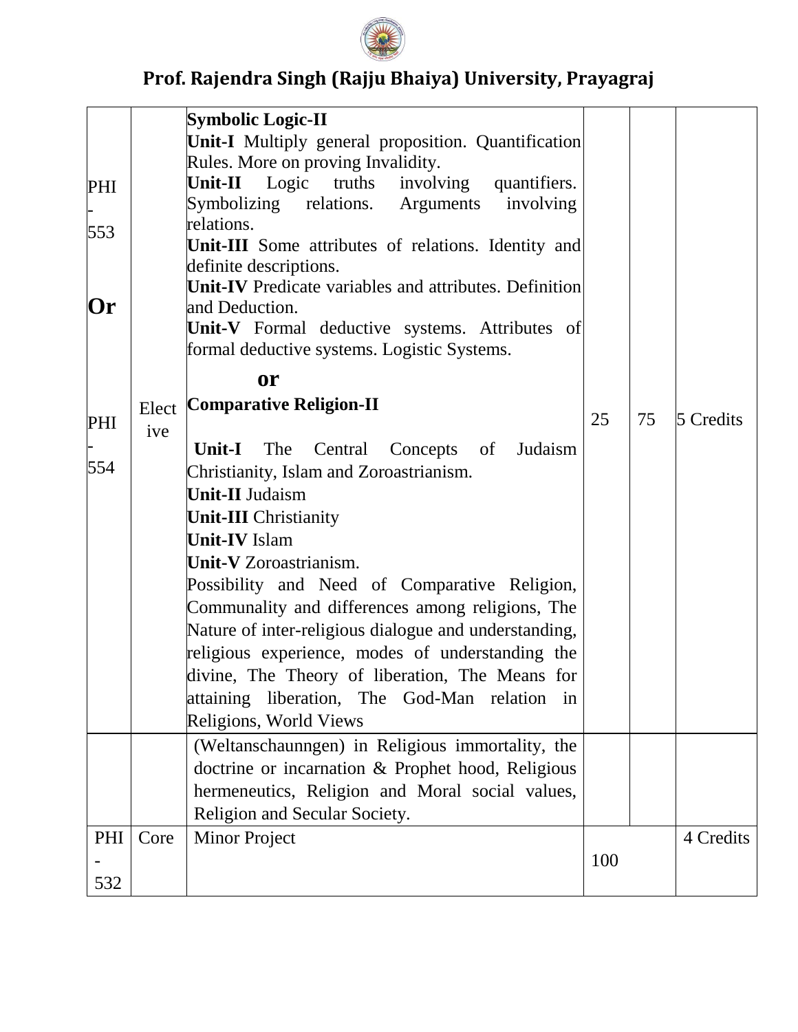## Prof. Rajendra Singh (Rajju Bhaiya) University, Prayagraj

| | | | | | |
|---|---|---|---|---|---|
| PHI - 553 **Or** PHI - 554 | Elective | **Symbolic Logic-II** **Unit-I** Multiply general proposition. Quantification Rules. More on proving Invalidity. **Unit-II** Logic truths involving quantifiers. Symbolizing relations. Arguments involving relations. **Unit-III** Some attributes of relations. Identity and definite descriptions. **Unit-IV** Predicate variables and attributes. Definition and Deduction. **Unit-V** Formal deductive systems. Attributes of formal deductive systems. Logistic Systems. **or** **Comparative Religion-II** **Unit-I** The Central Concepts of Judaism Christianity, Islam and Zoroastrianism. **Unit-II** Judaism **Unit-III** Christianity **Unit-IV** Islam **Unit-V** Zoroastrianism. Possibility and Need of Comparative Religion, Communality and differences among religions, The Nature of inter-religious dialogue and understanding, religious experience, modes of understanding the divine, The Theory of liberation, The Means for attaining liberation, The God-Man relation in Religions, World Views | 25 | 75 | 5 Credits |
| | | (Weltanschaunngen) in Religious immortality, the doctrine or incarnation & Prophet hood, Religious hermeneutics, Religion and Moral social values, Religion and Secular Society. | | | |
| PHI - 532 | Core | Minor Project | 100 | | 4 Credits |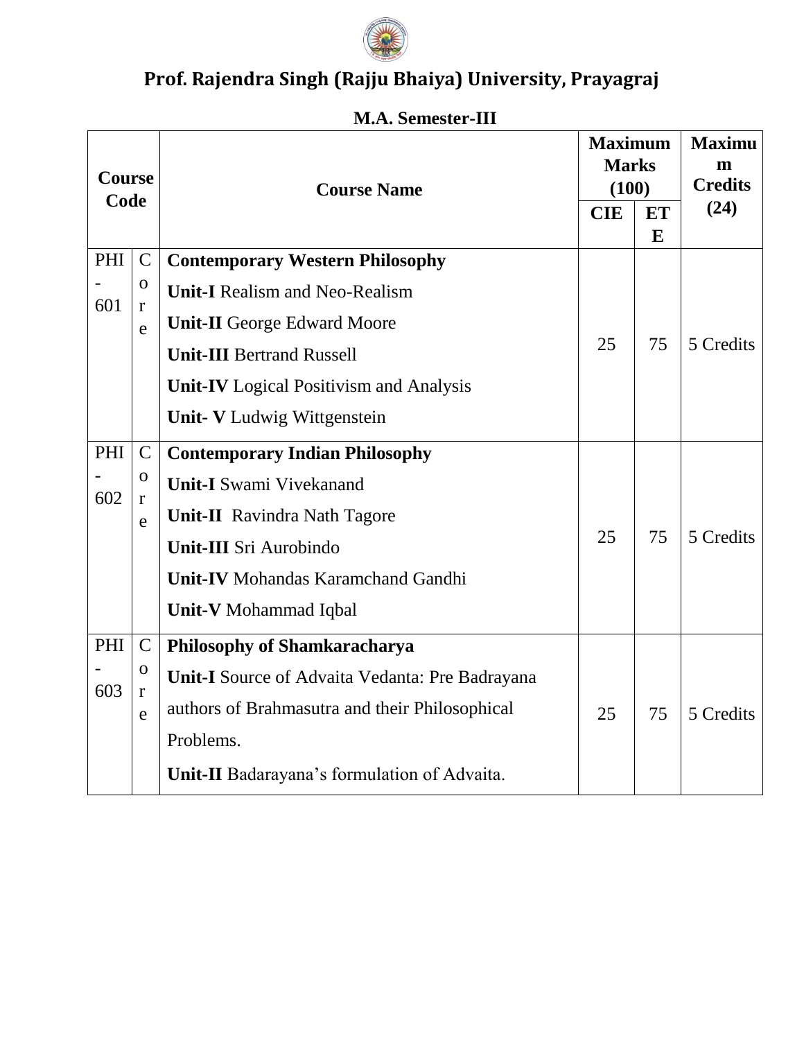## Prof. Rajendra Singh (Rajju Bhaiya) University, Prayagraj

### M.A. Semester-III

| Course Code | | Course Name | Maximum Marks (100) | | Maximum Credits (24) |
|---|---|---|---|---|---|
| | | | CIE | ETE | |
| PHI-601 | Core | **Contemporary Western Philosophy**<br>**Unit-I** Realism and Neo-Realism<br>**Unit-II** George Edward Moore<br>**Unit-III** Bertrand Russell<br>**Unit-IV** Logical Positivism and Analysis<br>**Unit- V** Ludwig Wittgenstein | 25 | 75 | 5 Credits |
| PHI-602 | Core | **Contemporary Indian Philosophy**<br>**Unit-I** Swami Vivekanand<br>**Unit-II** Ravindra Nath Tagore<br>**Unit-III** Sri Aurobindo<br>**Unit-IV** Mohandas Karamchand Gandhi<br>**Unit-V** Mohammad Iqbal | 25 | 75 | 5 Credits |
| PHI-603 | Core | **Philosophy of Shamkaracharya**<br>**Unit-I** Source of Advaita Vedanta: Pre Badrayana authors of Brahmasutra and their Philosophical Problems.<br>**Unit-II** Badarayana's formulation of Advaita. | 25 | 75 | 5 Credits |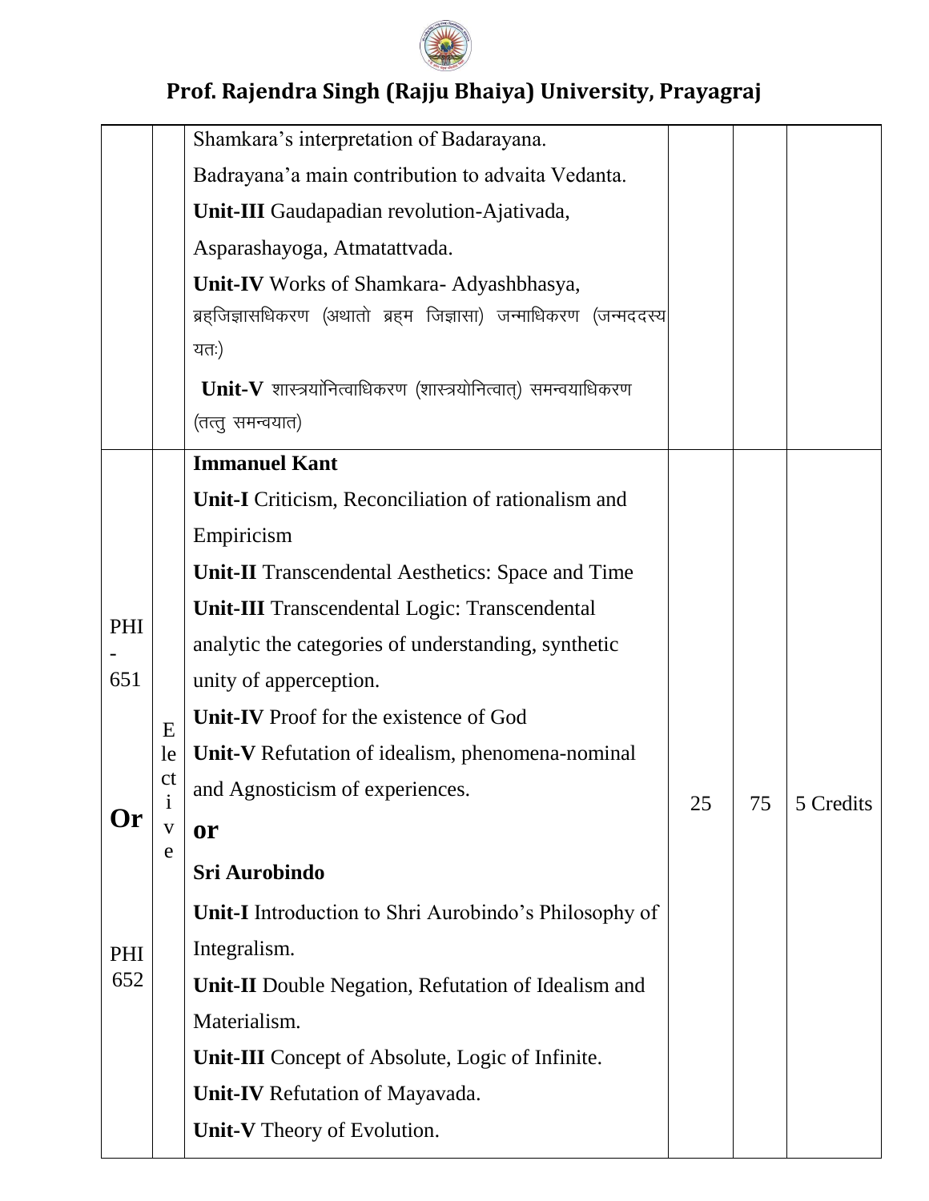# Prof. Rajendra Singh (Rajju Bhaiya) University, Prayagraj

| | | | | | |
|---|---|---|---|---|---|
| | | Shamkara's interpretation of Badarayana.<br>Badrayana'a main contribution to advaita Vedanta.<br>**Unit-III** Gaudapadian revolution-Ajativada, Asparashayoga, Atmatattvada.<br>**Unit-IV** Works of Shamkara- Adyashbhasya, ब्रह्जिज्ञासधिकरण (अथातो ब्रह्म जिज्ञासा) जन्माधिकरण (जन्मददस्य यतः)<br>**Unit-V** शास्त्रयोनित्वाधिकरण (शास्त्रयोनित्वात्) समन्वयाधिकरण (तत्तु समन्वयात) | | | |
| PHI-651<br><br>**Or**<br><br>PHI 652 | Elective | **Immanuel Kant**<br>**Unit-I** Criticism, Reconciliation of rationalism and Empiricism<br>**Unit-II** Transcendental Aesthetics: Space and Time<br>**Unit-III** Transcendental Logic: Transcendental analytic the categories of understanding, synthetic unity of apperception.<br>**Unit-IV** Proof for the existence of God<br>**Unit-V** Refutation of idealism, phenomena-nominal and Agnosticism of experiences.<br>**or**<br>**Sri Aurobindo**<br>**Unit-I** Introduction to Shri Aurobindo's Philosophy of Integralism.<br>**Unit-II** Double Negation, Refutation of Idealism and Materialism.<br>**Unit-III** Concept of Absolute, Logic of Infinite.<br>**Unit-IV** Refutation of Mayavada.<br>**Unit-V** Theory of Evolution. | 25 | 75 | 5 Credits |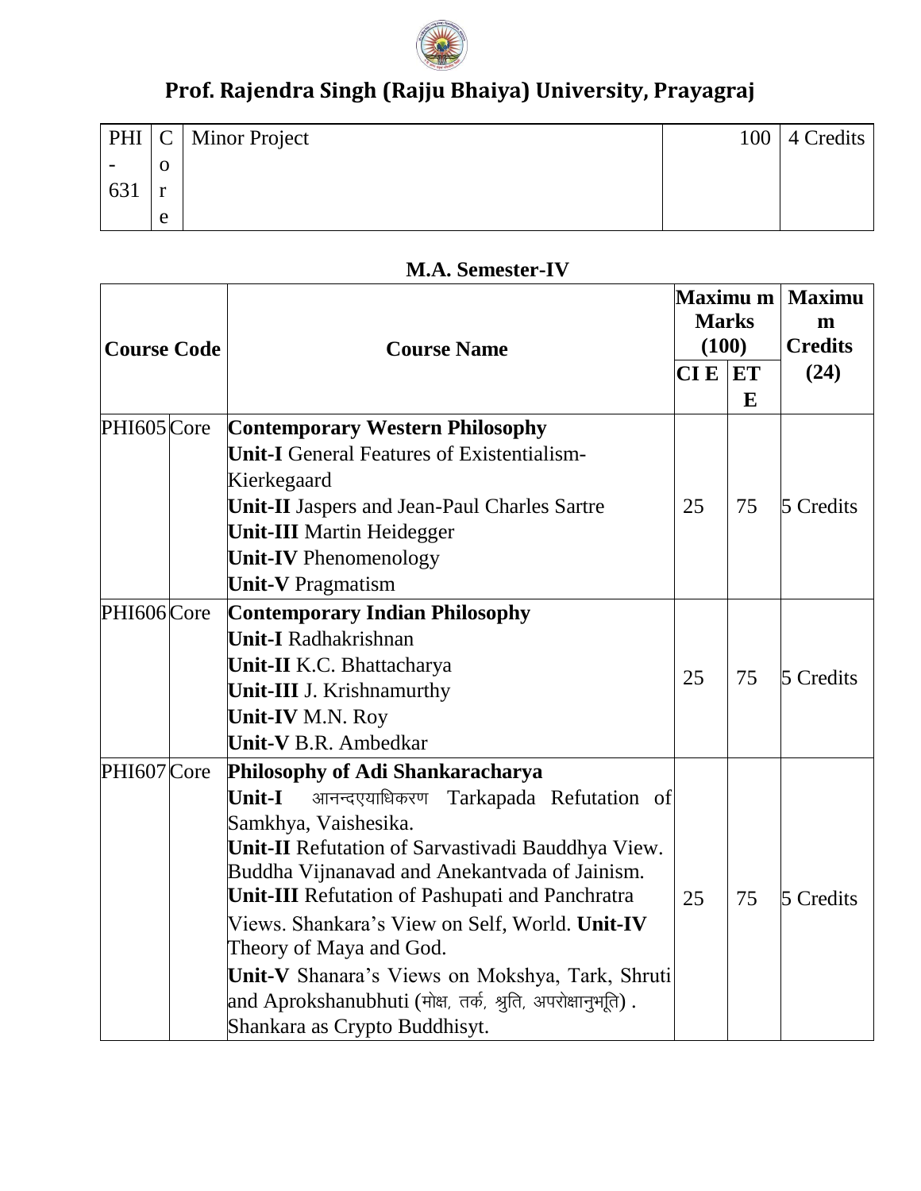# Prof. Rajendra Singh (Rajju Bhaiya) University, Prayagraj

| PHI-631 | Core | Minor Project | 100 | 4 Credits |
|---|---|---|---|---|

**M.A. Semester-IV**

| Course Code | | Course Name | Maximum Marks (100) | | Maximum Credits (24) |
|---|---|---|---|---|---|
| | | | CI E | ET E | |
| PHI605 | Core | **Contemporary Western Philosophy**<br>**Unit-I** General Features of Existentialism-Kierkegaard<br>**Unit-II** Jaspers and Jean-Paul Charles Sartre<br>**Unit-III** Martin Heidegger<br>**Unit-IV** Phenomenology<br>**Unit-V** Pragmatism | 25 | 75 | 5 Credits |
| PHI606 | Core | **Contemporary Indian Philosophy**<br>**Unit-I** Radhakrishnan<br>**Unit-II** K.C. Bhattacharya<br>**Unit-III** J. Krishnamurthy<br>**Unit-IV** M.N. Roy<br>**Unit-V** B.R. Ambedkar | 25 | 75 | 5 Credits |
| PHI607 | Core | **Philosophy of Adi Shankaracharya**<br>**Unit-I** आनन्दएयाधिकरण Tarkapada Refutation of Samkhya, Vaishesika.<br>**Unit-II** Refutation of Sarvastivadi Bauddhya View. Buddha Vijnanavad and Anekantvada of Jainism.<br>**Unit-III** Refutation of Pashupati and Panchratra Views. Shankara's View on Self, World. **Unit-IV** Theory of Maya and God.<br>**Unit-V** Shanara's Views on Mokshya, Tark, Shruti and Aprokshanubhuti (मोक्ष, तर्क, श्रुति, अपरोक्षानुभूति) . Shankara as Crypto Buddhisyt. | 25 | 75 | 5 Credits |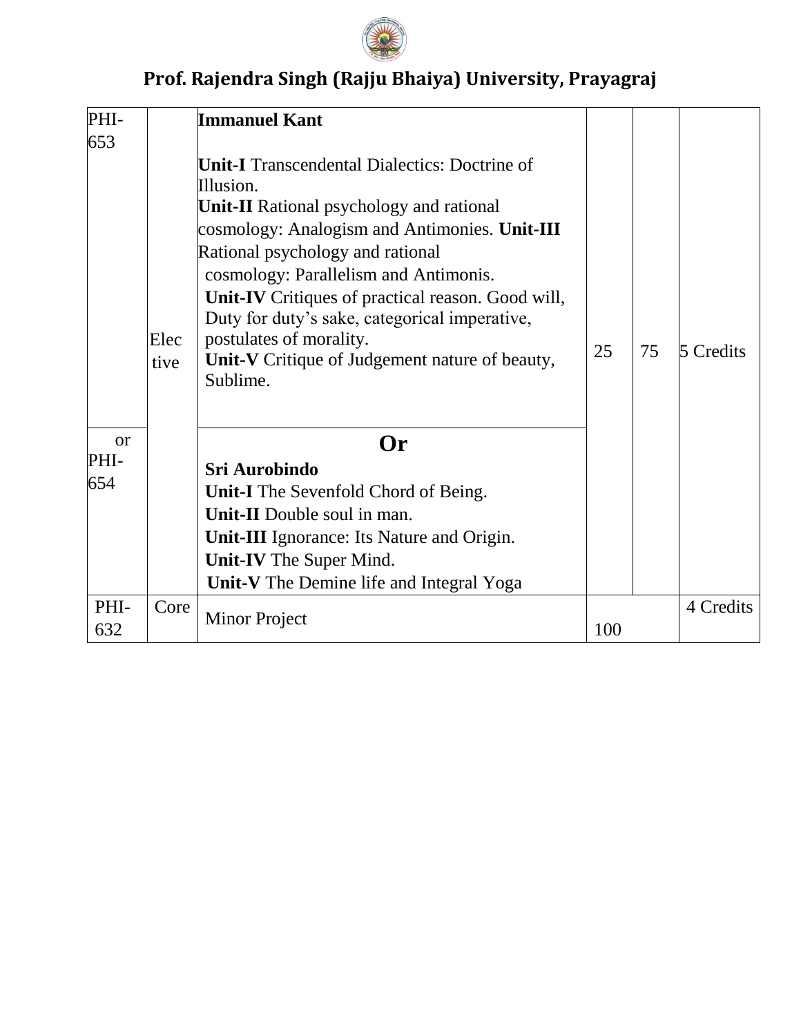## Prof. Rajendra Singh (Rajju Bhaiya) University, Prayagraj

| | | | | | |
|---|---|---|---|---|---|
| PHI-653 | Elective | **Immanuel Kant**<br><br>**Unit-I** Transcendental Dialectics: Doctrine of Illusion.<br>**Unit-II** Rational psychology and rational cosmology: Analogism and Antimonies. **Unit-III** Rational psychology and rational cosmology: Parallelism and Antimonis.<br>**Unit-IV** Critiques of practical reason. Good will, Duty for duty's sake, categorical imperative, postulates of morality.<br>**Unit-V** Critique of Judgement nature of beauty, Sublime. | 25 | 75 | 5 Credits |
| or PHI-654 | | **Or**<br>**Sri Aurobindo**<br>**Unit-I** The Sevenfold Chord of Being.<br>**Unit-II** Double soul in man.<br>**Unit-III** Ignorance: Its Nature and Origin.<br>**Unit-IV** The Super Mind.<br>**Unit-V** The Demine life and Integral Yoga | | | |
| PHI-632 | Core | Minor Project | 100 | | 4 Credits |